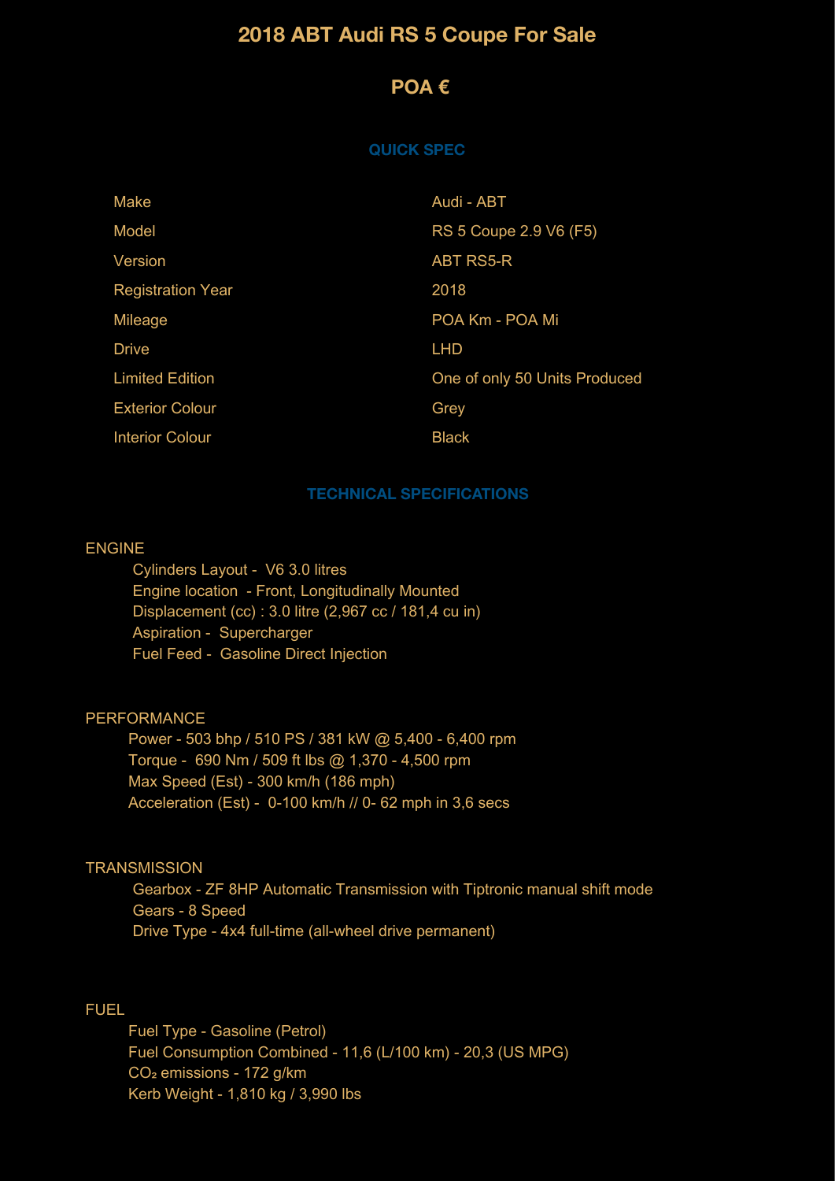# 2018 ABT Audi RS 5 Coupe For Sale

## POA €

### QUICK SPEC

| | |
|---|---|
| Make | Audi - ABT |
| Model | RS 5 Coupe 2.9 V6 (F5) |
| Version | ABT RS5-R |
| Registration Year | 2018 |
| Mileage | POA Km - POA Mi |
| Drive | LHD |
| Limited Edition | One of only 50 Units Produced |
| Exterior Colour | Grey |
| Interior Colour | Black |

### TECHNICAL SPECIFICATIONS

ENGINE

- Cylinders Layout - V6 3.0 litres
- Engine location - Front, Longitudinally Mounted
- Displacement (cc) : 3.0 litre (2,967 cc / 181,4 cu in)
- Aspiration - Supercharger
- Fuel Feed - Gasoline Direct Injection

PERFORMANCE

- Power - 503 bhp / 510 PS / 381 kW @ 5,400 - 6,400 rpm
- Torque - 690 Nm / 509 ft lbs @ 1,370 - 4,500 rpm
- Max Speed (Est) - 300 km/h (186 mph)
- Acceleration (Est) - 0-100 km/h // 0- 62 mph in 3,6 secs

TRANSMISSION

- Gearbox - ZF 8HP Automatic Transmission with Tiptronic manual shift mode
- Gears - 8 Speed
- Drive Type - 4x4 full-time (all-wheel drive permanent)

FUEL

- Fuel Type - Gasoline (Petrol)
- Fuel Consumption Combined - 11,6 (L/100 km) - 20,3 (US MPG)
- $CO_2$ emissions - 172 g/km
- Kerb Weight - 1,810 kg / 3,990 lbs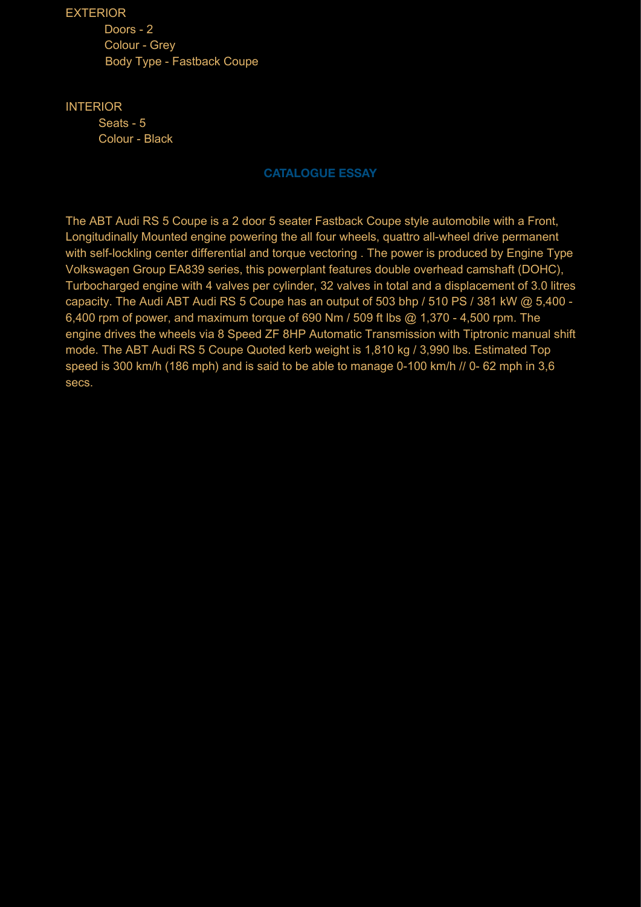EXTERIOR

- Doors - 2
- Colour - Grey
- Body Type - Fastback Coupe

INTERIOR

- Seats - 5
- Colour - Black

## CATALOGUE ESSAY

The ABT Audi RS 5 Coupe is a 2 door 5 seater Fastback Coupe style automobile with a Front, Longitudinally Mounted engine powering the all four wheels, quattro all-wheel drive permanent with self-lockling center differential and torque vectoring . The power is produced by Engine Type Volkswagen Group EA839 series, this powerplant features double overhead camshaft (DOHC), Turbocharged engine with 4 valves per cylinder, 32 valves in total and a displacement of 3.0 litres capacity. The Audi ABT Audi RS 5 Coupe has an output of 503 bhp / 510 PS / 381 kW @ 5,400 - 6,400 rpm of power, and maximum torque of 690 Nm / 509 ft lbs @ 1,370 - 4,500 rpm. The engine drives the wheels via 8 Speed ZF 8HP Automatic Transmission with Tiptronic manual shift mode. The ABT Audi RS 5 Coupe Quoted kerb weight is 1,810 kg / 3,990 lbs. Estimated Top speed is 300 km/h (186 mph) and is said to be able to manage 0-100 km/h // 0- 62 mph in 3,6 secs.